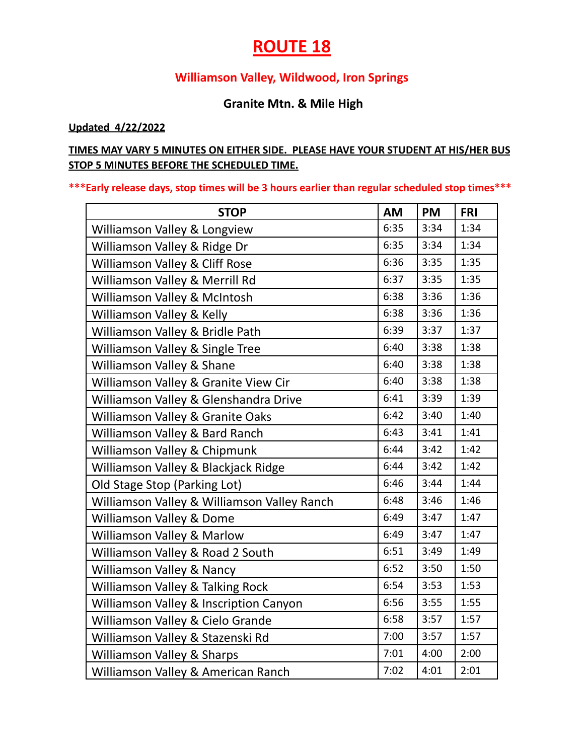# ROUTE 18

## Williamson Valley, Wildwood, Iron Springs

### Granite Mtn. & Mile High

**Updated 4/22/2022**

**TIMES MAY VARY 5 MINUTES ON EITHER SIDE. PLEASE HAVE YOUR STUDENT AT HIS/HER BUS STOP 5 MINUTES BEFORE THE SCHEDULED TIME.**

**\*\*\*Early release days, stop times will be 3 hours earlier than regular scheduled stop times\*\*\***

| STOP | AM | PM | FRI |
|---|---|---|---|
| Williamson Valley & Longview | 6:35 | 3:34 | 1:34 |
| Williamson Valley & Ridge Dr | 6:35 | 3:34 | 1:34 |
| Williamson Valley & Cliff Rose | 6:36 | 3:35 | 1:35 |
| Williamson Valley & Merrill Rd | 6:37 | 3:35 | 1:35 |
| Williamson Valley & McIntosh | 6:38 | 3:36 | 1:36 |
| Williamson Valley & Kelly | 6:38 | 3:36 | 1:36 |
| Williamson Valley & Bridle Path | 6:39 | 3:37 | 1:37 |
| Williamson Valley & Single Tree | 6:40 | 3:38 | 1:38 |
| Williamson Valley & Shane | 6:40 | 3:38 | 1:38 |
| Williamson Valley & Granite View Cir | 6:40 | 3:38 | 1:38 |
| Williamson Valley & Glenshandra Drive | 6:41 | 3:39 | 1:39 |
| Williamson Valley & Granite Oaks | 6:42 | 3:40 | 1:40 |
| Williamson Valley & Bard Ranch | 6:43 | 3:41 | 1:41 |
| Williamson Valley & Chipmunk | 6:44 | 3:42 | 1:42 |
| Williamson Valley & Blackjack Ridge | 6:44 | 3:42 | 1:42 |
| Old Stage Stop (Parking Lot) | 6:46 | 3:44 | 1:44 |
| Williamson Valley & Williamson Valley Ranch | 6:48 | 3:46 | 1:46 |
| Williamson Valley & Dome | 6:49 | 3:47 | 1:47 |
| Williamson Valley & Marlow | 6:49 | 3:47 | 1:47 |
| Williamson Valley & Road 2 South | 6:51 | 3:49 | 1:49 |
| Williamson Valley & Nancy | 6:52 | 3:50 | 1:50 |
| Williamson Valley & Talking Rock | 6:54 | 3:53 | 1:53 |
| Williamson Valley & Inscription Canyon | 6:56 | 3:55 | 1:55 |
| Williamson Valley & Cielo Grande | 6:58 | 3:57 | 1:57 |
| Williamson Valley & Stazenski Rd | 7:00 | 3:57 | 1:57 |
| Williamson Valley & Sharps | 7:01 | 4:00 | 2:00 |
| Williamson Valley & American Ranch | 7:02 | 4:01 | 2:01 |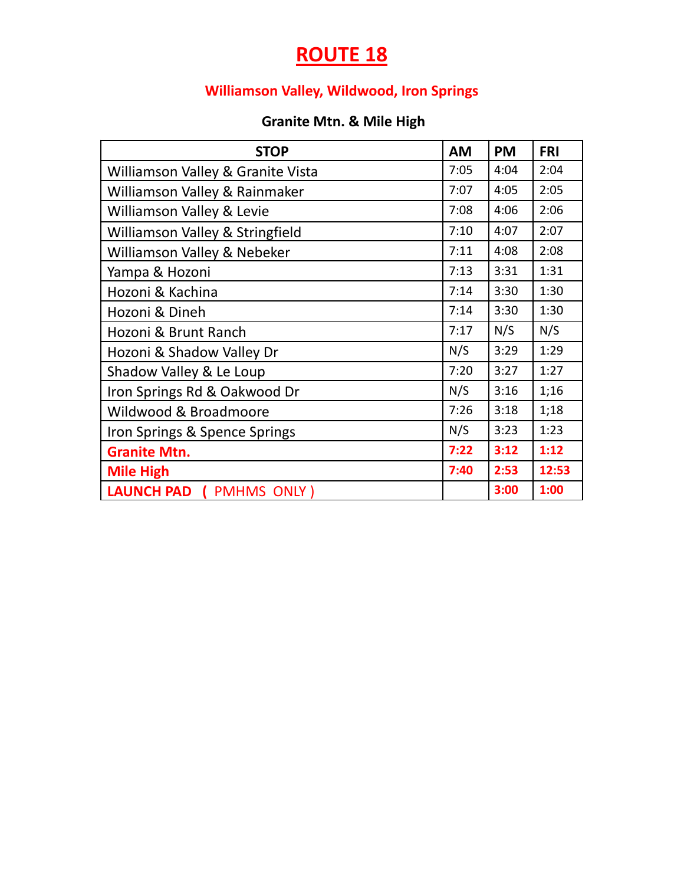# ROUTE 18

### Williamson Valley, Wildwood, Iron Springs

### Granite Mtn. & Mile High

| STOP | AM | PM | FRI |
|---|---|---|---|
| Williamson Valley & Granite Vista | 7:05 | 4:04 | 2:04 |
| Williamson Valley & Rainmaker | 7:07 | 4:05 | 2:05 |
| Williamson Valley & Levie | 7:08 | 4:06 | 2:06 |
| Williamson Valley & Stringfield | 7:10 | 4:07 | 2:07 |
| Williamson Valley & Nebeker | 7:11 | 4:08 | 2:08 |
| Yampa & Hozoni | 7:13 | 3:31 | 1:31 |
| Hozoni & Kachina | 7:14 | 3:30 | 1:30 |
| Hozoni & Dineh | 7:14 | 3:30 | 1:30 |
| Hozoni & Brunt Ranch | 7:17 | N/S | N/S |
| Hozoni & Shadow Valley Dr | N/S | 3:29 | 1:29 |
| Shadow Valley & Le Loup | 7:20 | 3:27 | 1:27 |
| Iron Springs Rd & Oakwood Dr | N/S | 3:16 | 1;16 |
| Wildwood & Broadmoore | 7:26 | 3:18 | 1;18 |
| Iron Springs & Spence Springs | N/S | 3:23 | 1:23 |
| **Granite Mtn.** | **7:22** | **3:12** | **1:12** |
| **Mile High** | **7:40** | **2:53** | **12:53** |
| **LAUNCH PAD** ( PMHMS ONLY ) | | **3:00** | **1:00** |